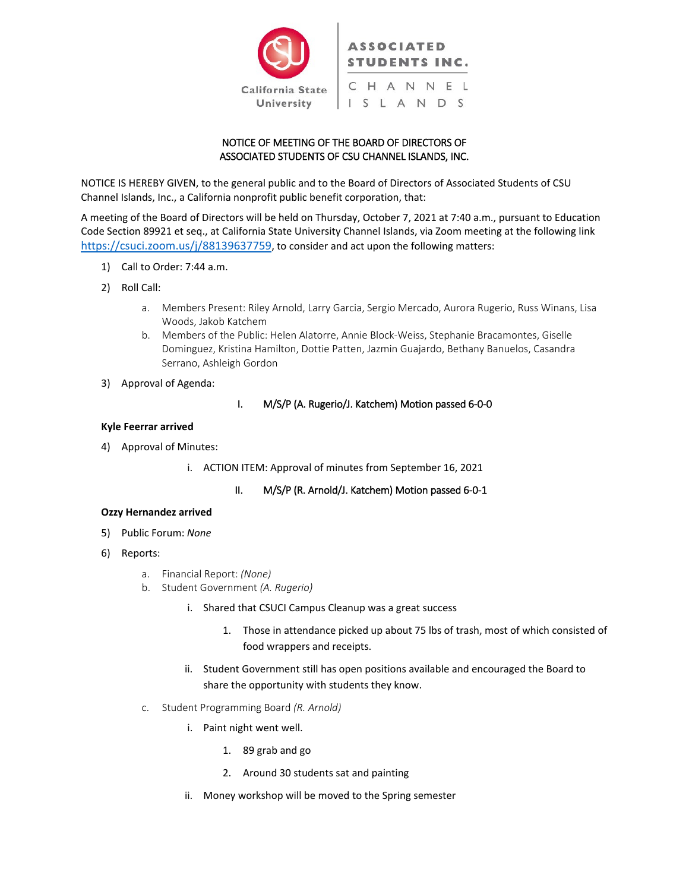NOTICE OF MEETING OF THE BOARD OF DIRECTORS OF
ASSOCIATED STUDENTS OF CSU CHANNEL ISLANDS, INC.

NOTICE IS HEREBY GIVEN, to the general public and to the Board of Directors of Associated Students of CSU Channel Islands, Inc., a California nonprofit public benefit corporation, that:

A meeting of the Board of Directors will be held on Thursday, October 7, 2021 at 7:40 a.m., pursuant to Education Code Section 89921 et seq., at California State University Channel Islands, via Zoom meeting at the following link https://csuci.zoom.us/j/88139637759, to consider and act upon the following matters:

1) Call to Order: 7:44 a.m.
2) Roll Call:
   a. Members Present: Riley Arnold, Larry Garcia, Sergio Mercado, Aurora Rugerio, Russ Winans, Lisa Woods, Jakob Katchem
   b. Members of the Public: Helen Alatorre, Annie Block-Weiss, Stephanie Bracamontes, Giselle Dominguez, Kristina Hamilton, Dottie Patten, Jazmin Guajardo, Bethany Banuelos, Casandra Serrano, Ashleigh Gordon
3) Approval of Agenda:
   I. M/S/P (A. Rugerio/J. Katchem) Motion passed 6-0-0

**Kyle Feerrar arrived**

4) Approval of Minutes:
   i. ACTION ITEM: Approval of minutes from September 16, 2021
      II. M/S/P (R. Arnold/J. Katchem) Motion passed 6-0-1

**Ozzy Hernandez arrived**

5) Public Forum: *None*
6) Reports:
   a. Financial Report: *(None)*
   b. Student Government *(A. Rugerio)*
      i. Shared that CSUCI Campus Cleanup was a great success
         1. Those in attendance picked up about 75 lbs of trash, most of which consisted of food wrappers and receipts.
      ii. Student Government still has open positions available and encouraged the Board to share the opportunity with students they know.
   c. Student Programming Board *(R. Arnold)*
      i. Paint night went well.
         1. 89 grab and go
         2. Around 30 students sat and painting
      ii. Money workshop will be moved to the Spring semester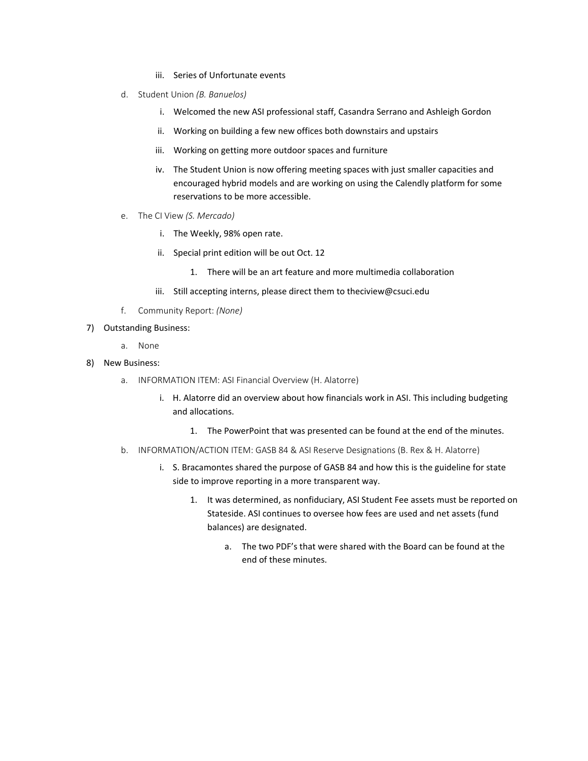iii. Series of Unfortunate events

d. Student Union *(B. Banuelos)*

i. Welcomed the new ASI professional staff, Casandra Serrano and Ashleigh Gordon

ii. Working on building a few new offices both downstairs and upstairs

iii. Working on getting more outdoor spaces and furniture

iv. The Student Union is now offering meeting spaces with just smaller capacities and encouraged hybrid models and are working on using the Calendly platform for some reservations to be more accessible.

e. The CI View *(S. Mercado)*

i. The Weekly, 98% open rate.

ii. Special print edition will be out Oct. 12

1. There will be an art feature and more multimedia collaboration

iii. Still accepting interns, please direct them to theciview@csuci.edu

f. Community Report: *(None)*

7) Outstanding Business:

a. None

8) New Business:

a. INFORMATION ITEM: ASI Financial Overview (H. Alatorre)

i. H. Alatorre did an overview about how financials work in ASI. This including budgeting and allocations.

1. The PowerPoint that was presented can be found at the end of the minutes.

b. INFORMATION/ACTION ITEM: GASB 84 & ASI Reserve Designations (B. Rex & H. Alatorre)

i. S. Bracamontes shared the purpose of GASB 84 and how this is the guideline for state side to improve reporting in a more transparent way.

1. It was determined, as nonfiduciary, ASI Student Fee assets must be reported on Stateside. ASI continues to oversee how fees are used and net assets (fund balances) are designated.

a. The two PDF's that were shared with the Board can be found at the end of these minutes.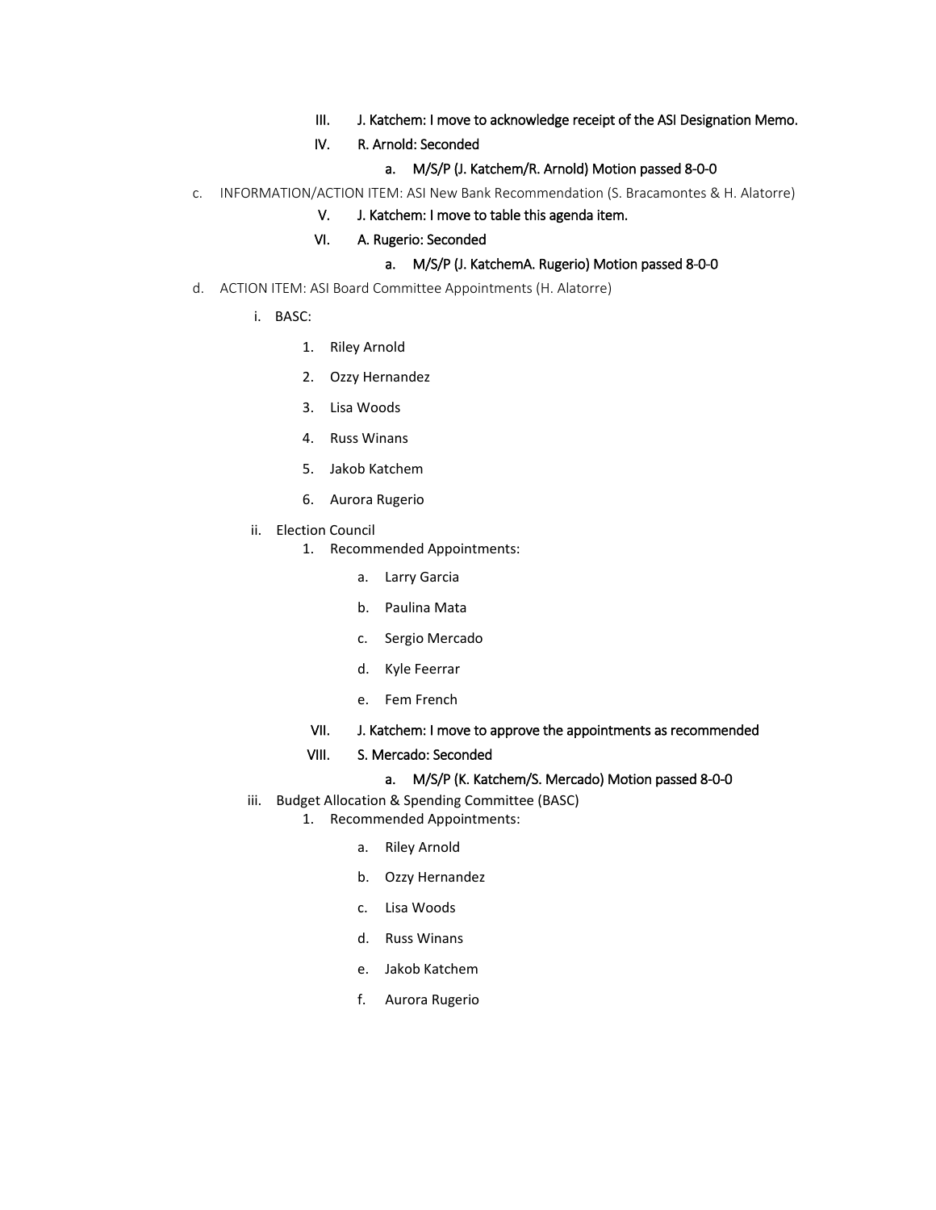III. J. Katchem: I move to acknowledge receipt of the ASI Designation Memo.

IV. R. Arnold: Seconded

a. M/S/P (J. Katchem/R. Arnold) Motion passed 8-0-0

c. INFORMATION/ACTION ITEM: ASI New Bank Recommendation (S. Bracamontes & H. Alatorre)

V. J. Katchem: I move to table this agenda item.

VI. A. Rugerio: Seconded

a. M/S/P (J. KatchemA. Rugerio) Motion passed 8-0-0

d. ACTION ITEM: ASI Board Committee Appointments (H. Alatorre)

i. BASC:

1. Riley Arnold
2. Ozzy Hernandez
3. Lisa Woods
4. Russ Winans
5. Jakob Katchem
6. Aurora Rugerio

ii. Election Council

1. Recommended Appointments:

a. Larry Garcia

b. Paulina Mata

c. Sergio Mercado

d. Kyle Feerrar

e. Fem French

VII. J. Katchem: I move to approve the appointments as recommended

VIII. S. Mercado: Seconded

a. M/S/P (K. Katchem/S. Mercado) Motion passed 8-0-0

iii. Budget Allocation & Spending Committee (BASC)

1. Recommended Appointments:

a. Riley Arnold

b. Ozzy Hernandez

c. Lisa Woods

d. Russ Winans

e. Jakob Katchem

f. Aurora Rugerio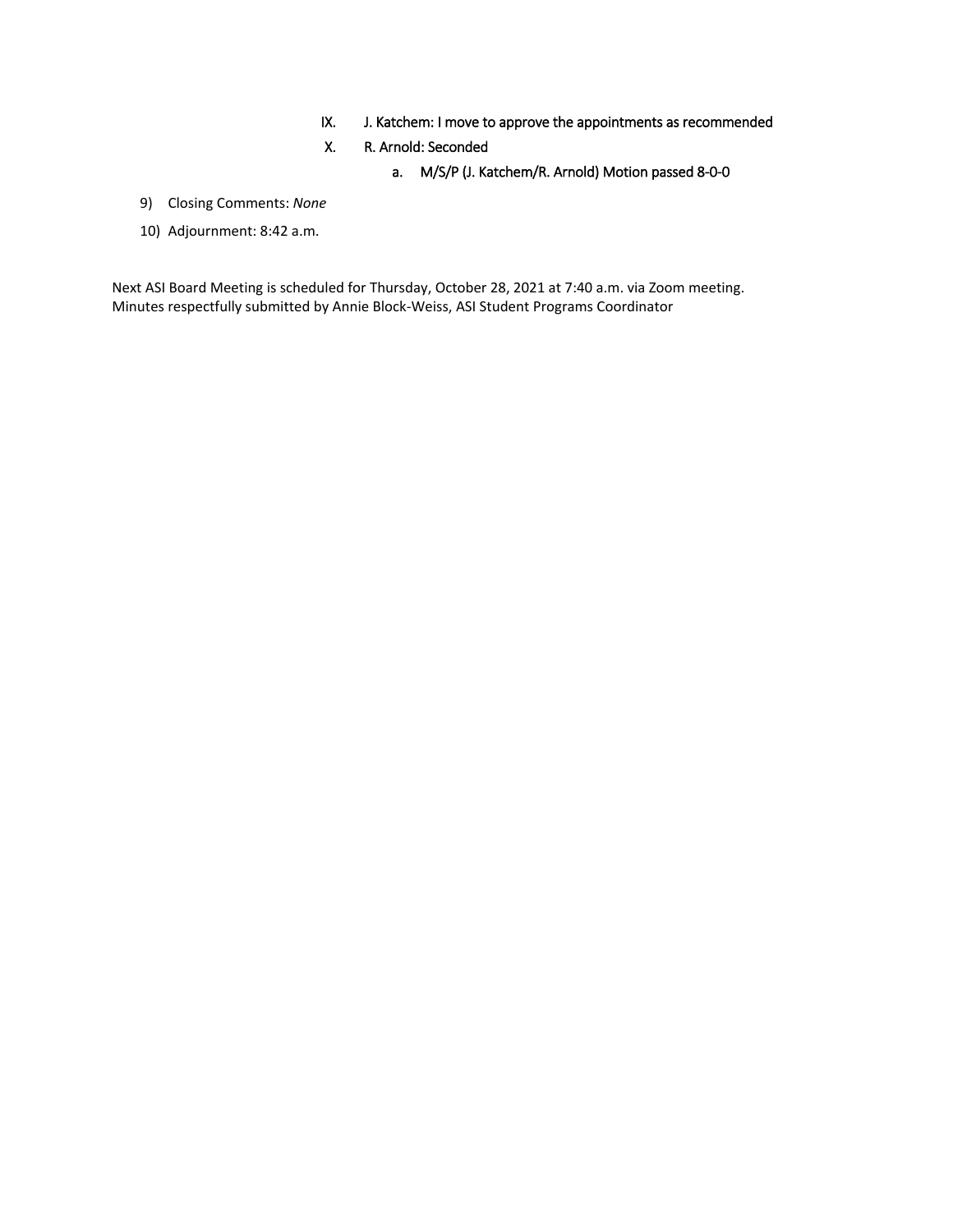IX. J. Katchem: I move to approve the appointments as recommended

X. R. Arnold: Seconded

   a. M/S/P (J. Katchem/R. Arnold) Motion passed 8-0-0

9) Closing Comments: *None*

10) Adjournment: 8:42 a.m.

Next ASI Board Meeting is scheduled for Thursday, October 28, 2021 at 7:40 a.m. via Zoom meeting.
Minutes respectfully submitted by Annie Block-Weiss, ASI Student Programs Coordinator